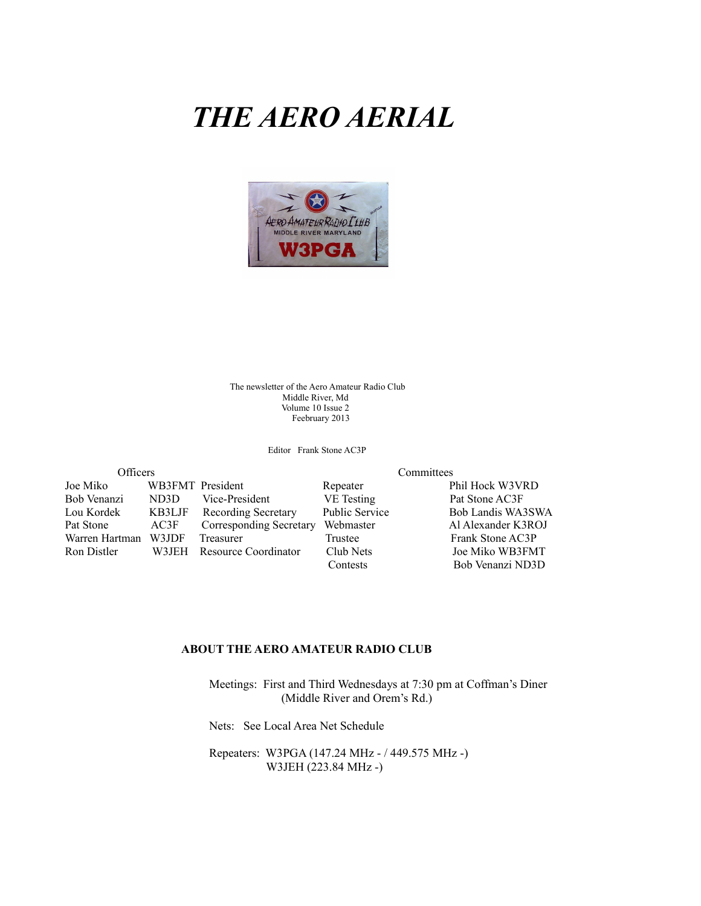# *THE AERO AERIAL*

The newsletter of the Aero Amateur Radio Club
Middle River, Md
Volume 10 Issue 2
Feebruary 2013

Editor Frank Stone AC3P

| Officers | | | Committees | |
|---|---|---|---|---|
| Joe Miko | WB3FMT | President | Repeater | Phil Hock W3VRD |
| Bob Venanzi | ND3D | Vice-President | VE Testing | Pat Stone AC3F |
| Lou Kordek | KB3LJF | Recording Secretary | Public Service | Bob Landis WA3SWA |
| Pat Stone | AC3F | Corresponding Secretary | Webmaster | Al Alexander K3ROJ |
| Warren Hartman | W3JDF | Treasurer | Trustee | Frank Stone AC3P |
| Ron Distler | W3JEH | Resource Coordinator | Club Nets | Joe Miko WB3FMT |
| | | | Contests | Bob Venanzi ND3D |

**ABOUT THE AERO AMATEUR RADIO CLUB**

Meetings: First and Third Wednesdays at 7:30 pm at Coffman's Diner (Middle River and Orem's Rd.)

Nets: See Local Area Net Schedule

Repeaters: W3PGA (147.24 MHz - / 449.575 MHz -)
W3JEH (223.84 MHz -)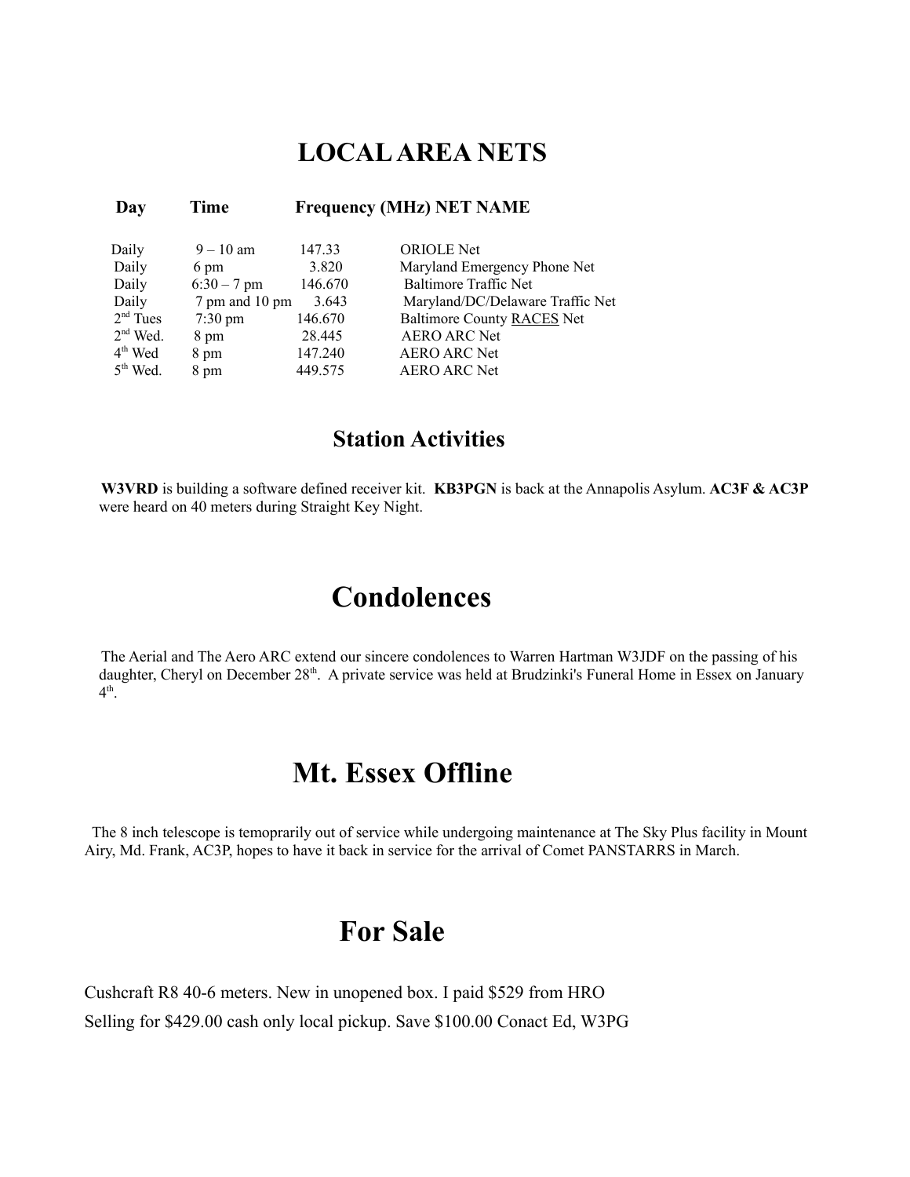# LOCAL AREA NETS

| Day | Time | Frequency (MHz) | NET NAME |
|---|---|---|---|
| Daily | 9 – 10 am | 147.33 | ORIOLE Net |
| Daily | 6 pm | 3.820 | Maryland Emergency Phone Net |
| Daily | 6:30 – 7 pm | 146.670 | Baltimore Traffic Net |
| Daily | 7 pm and 10 pm | 3.643 | Maryland/DC/Delaware Traffic Net |
| 2nd Tues | 7:30 pm | 146.670 | Baltimore County RACES Net |
| 2nd Wed. | 8 pm | 28.445 | AERO ARC Net |
| 4th Wed | 8 pm | 147.240 | AERO ARC Net |
| 5th Wed. | 8 pm | 449.575 | AERO ARC Net |

## Station Activities

**W3VRD** is building a software defined receiver kit. **KB3PGN** is back at the Annapolis Asylum. **AC3F & AC3P** were heard on 40 meters during Straight Key Night.

# Condolences

The Aerial and The Aero ARC extend our sincere condolences to Warren Hartman W3JDF on the passing of his daughter, Cheryl on December 28th. A private service was held at Brudzinki's Funeral Home in Essex on January 4th.

# Mt. Essex Offline

The 8 inch telescope is temoprarily out of service while undergoing maintenance at The Sky Plus facility in Mount Airy, Md. Frank, AC3P, hopes to have it back in service for the arrival of Comet PANSTARRS in March.

# For Sale

Cushcraft R8 40-6 meters. New in unopened box. I paid $529 from HRO

Selling for $429.00 cash only local pickup. Save $100.00 Conact Ed, W3PG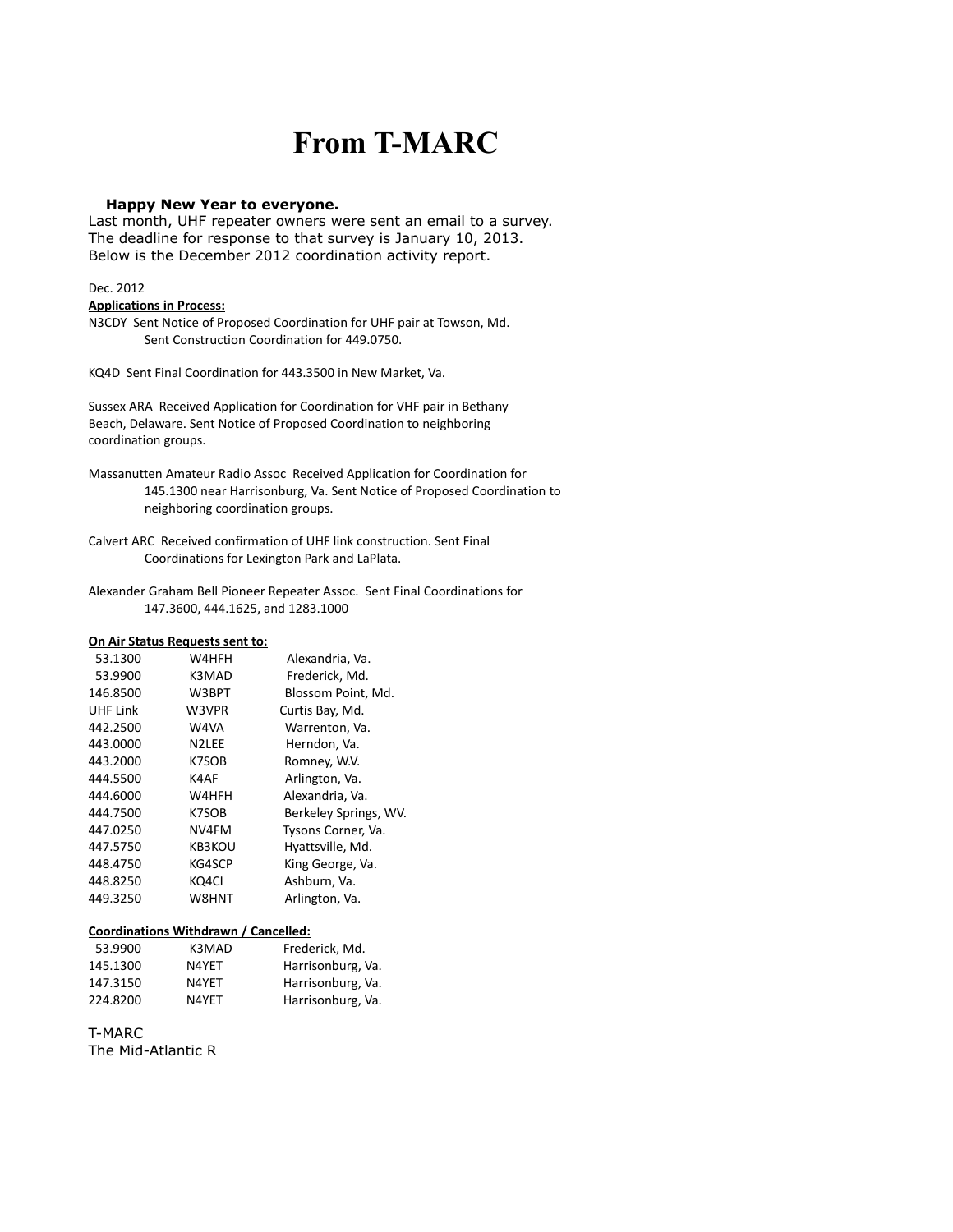# From T-MARC

**Happy New Year to everyone.**

Last month, UHF repeater owners were sent an email to a survey. The deadline for response to that survey is January 10, 2013. Below is the December 2012 coordination activity report.

Dec. 2012

**Applications in Process:**

N3CDY Sent Notice of Proposed Coordination for UHF pair at Towson, Md.
Sent Construction Coordination for 449.0750.

KQ4D Sent Final Coordination for 443.3500 in New Market, Va.

Sussex ARA Received Application for Coordination for VHF pair in Bethany Beach, Delaware. Sent Notice of Proposed Coordination to neighboring coordination groups.

Massanutten Amateur Radio Assoc Received Application for Coordination for 145.1300 near Harrisonburg, Va. Sent Notice of Proposed Coordination to neighboring coordination groups.

Calvert ARC Received confirmation of UHF link construction. Sent Final Coordinations for Lexington Park and LaPlata.

Alexander Graham Bell Pioneer Repeater Assoc. Sent Final Coordinations for 147.3600, 444.1625, and 1283.1000

**On Air Status Requests sent to:**

| | | |
|---|---|---|
| 53.1300 | W4HFH | Alexandria, Va. |
| 53.9900 | K3MAD | Frederick, Md. |
| 146.8500 | W3BPT | Blossom Point, Md. |
| UHF Link | W3VPR | Curtis Bay, Md. |
| 442.2500 | W4VA | Warrenton, Va. |
| 443.0000 | N2LEE | Herndon, Va. |
| 443.2000 | K7SOB | Romney, W.V. |
| 444.5500 | K4AF | Arlington, Va. |
| 444.6000 | W4HFH | Alexandria, Va. |
| 444.7500 | K7SOB | Berkeley Springs, WV. |
| 447.0250 | NV4FM | Tysons Corner, Va. |
| 447.5750 | KB3KOU | Hyattsville, Md. |
| 448.4750 | KG4SCP | King George, Va. |
| 448.8250 | KQ4CI | Ashburn, Va. |
| 449.3250 | W8HNT | Arlington, Va. |

**Coordinations Withdrawn / Cancelled:**

| | | |
|---|---|---|
| 53.9900 | K3MAD | Frederick, Md. |
| 145.1300 | N4YET | Harrisonburg, Va. |
| 147.3150 | N4YET | Harrisonburg, Va. |
| 224.8200 | N4YET | Harrisonburg, Va. |

T-MARC
The Mid-Atlantic R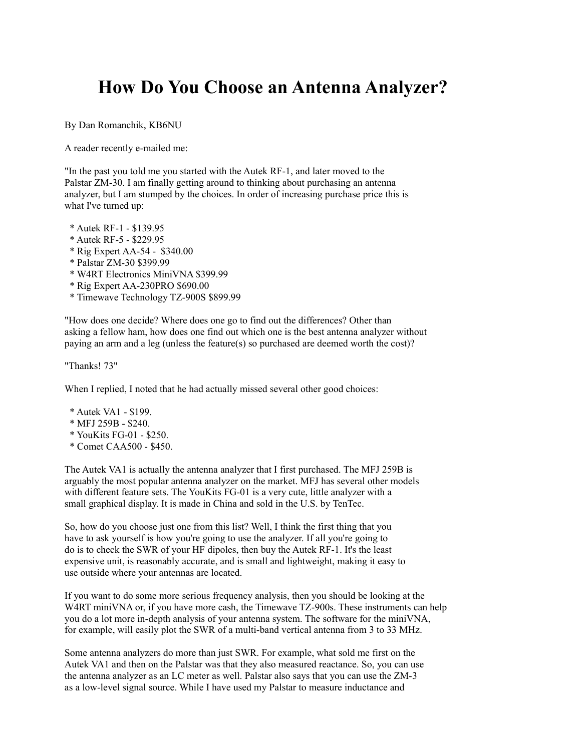# How Do You Choose an Antenna Analyzer?

By Dan Romanchik, KB6NU

A reader recently e-mailed me:

"In the past you told me you started with the Autek RF-1, and later moved to the Palstar ZM-30. I am finally getting around to thinking about purchasing an antenna analyzer, but I am stumped by the choices. In order of increasing purchase price this is what I've turned up:

* Autek RF-1 - $139.95
* Autek RF-5 - $229.95
* Rig Expert AA-54 - $340.00
* Palstar ZM-30 $399.99
* W4RT Electronics MiniVNA $399.99
* Rig Expert AA-230PRO $690.00
* Timewave Technology TZ-900S $899.99

"How does one decide? Where does one go to find out the differences? Other than asking a fellow ham, how does one find out which one is the best antenna analyzer without paying an arm and a leg (unless the feature(s) so purchased are deemed worth the cost)?

"Thanks! 73"

When I replied, I noted that he had actually missed several other good choices:

* Autek VA1 - $199.
* MFJ 259B - $240.
* YouKits FG-01 - $250.
* Comet CAA500 - $450.

The Autek VA1 is actually the antenna analyzer that I first purchased. The MFJ 259B is arguably the most popular antenna analyzer on the market. MFJ has several other models with different feature sets. The YouKits FG-01 is a very cute, little analyzer with a small graphical display. It is made in China and sold in the U.S. by TenTec.

So, how do you choose just one from this list? Well, I think the first thing that you have to ask yourself is how you're going to use the analyzer. If all you're going to do is to check the SWR of your HF dipoles, then buy the Autek RF-1. It's the least expensive unit, is reasonably accurate, and is small and lightweight, making it easy to use outside where your antennas are located.

If you want to do some more serious frequency analysis, then you should be looking at the W4RT miniVNA or, if you have more cash, the Timewave TZ-900s. These instruments can help you do a lot more in-depth analysis of your antenna system. The software for the miniVNA, for example, will easily plot the SWR of a multi-band vertical antenna from 3 to 33 MHz.

Some antenna analyzers do more than just SWR. For example, what sold me first on the Autek VA1 and then on the Palstar was that they also measured reactance. So, you can use the antenna analyzer as an LC meter as well. Palstar also says that you can use the ZM-3 as a low-level signal source. While I have used my Palstar to measure inductance and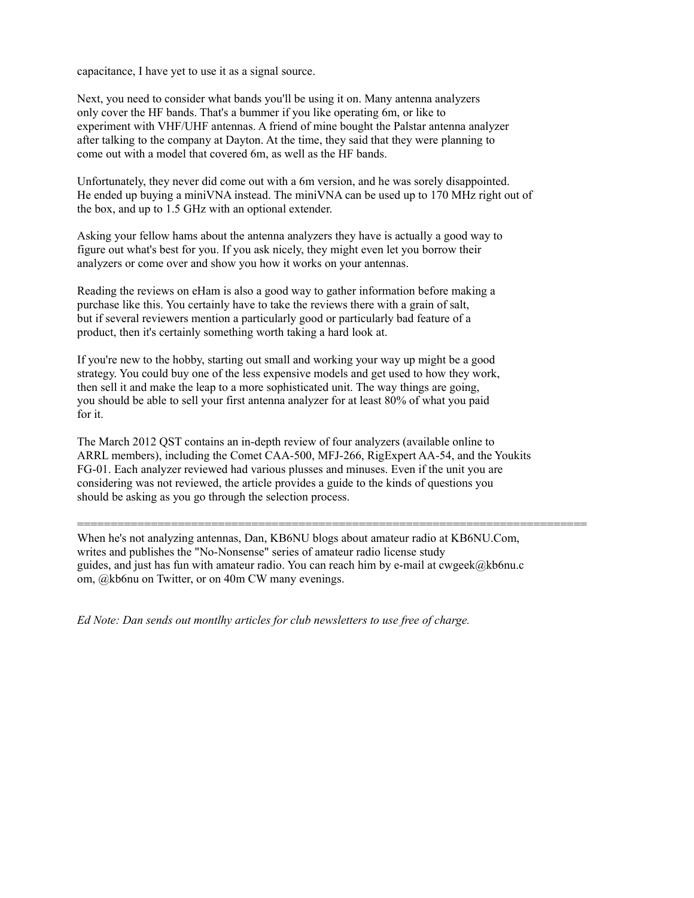capacitance, I have yet to use it as a signal source.

Next, you need to consider what bands you'll be using it on. Many antenna analyzers only cover the HF bands. That's a bummer if you like operating 6m, or like to experiment with VHF/UHF antennas. A friend of mine bought the Palstar antenna analyzer after talking to the company at Dayton. At the time, they said that they were planning to come out with a model that covered 6m, as well as the HF bands.

Unfortunately, they never did come out with a 6m version, and he was sorely disappointed. He ended up buying a miniVNA instead. The miniVNA can be used up to 170 MHz right out of the box, and up to 1.5 GHz with an optional extender.

Asking your fellow hams about the antenna analyzers they have is actually a good way to figure out what's best for you. If you ask nicely, they might even let you borrow their analyzers or come over and show you how it works on your antennas.

Reading the reviews on eHam is also a good way to gather information before making a purchase like this. You certainly have to take the reviews there with a grain of salt, but if several reviewers mention a particularly good or particularly bad feature of a product, then it's certainly something worth taking a hard look at.

If you're new to the hobby, starting out small and working your way up might be a good strategy. You could buy one of the less expensive models and get used to how they work, then sell it and make the leap to a more sophisticated unit. The way things are going, you should be able to sell your first antenna analyzer for at least 80% of what you paid for it.

The March 2012 QST contains an in-depth review of four analyzers (available online to ARRL members), including the Comet CAA-500, MFJ-266, RigExpert AA-54, and the Youkits FG-01. Each analyzer reviewed had various plusses and minuses. Even if the unit you are considering was not reviewed, the article provides a guide to the kinds of questions you should be asking as you go through the selection process.

================================================================================

When he's not analyzing antennas, Dan, KB6NU blogs about amateur radio at KB6NU.Com, writes and publishes the "No-Nonsense" series of amateur radio license study guides, and just has fun with amateur radio. You can reach him by e-mail at cwgeek@kb6nu.com, @kb6nu on Twitter, or on 40m CW many evenings.

*Ed Note: Dan sends out montlhy articles for club newsletters to use free of charge.*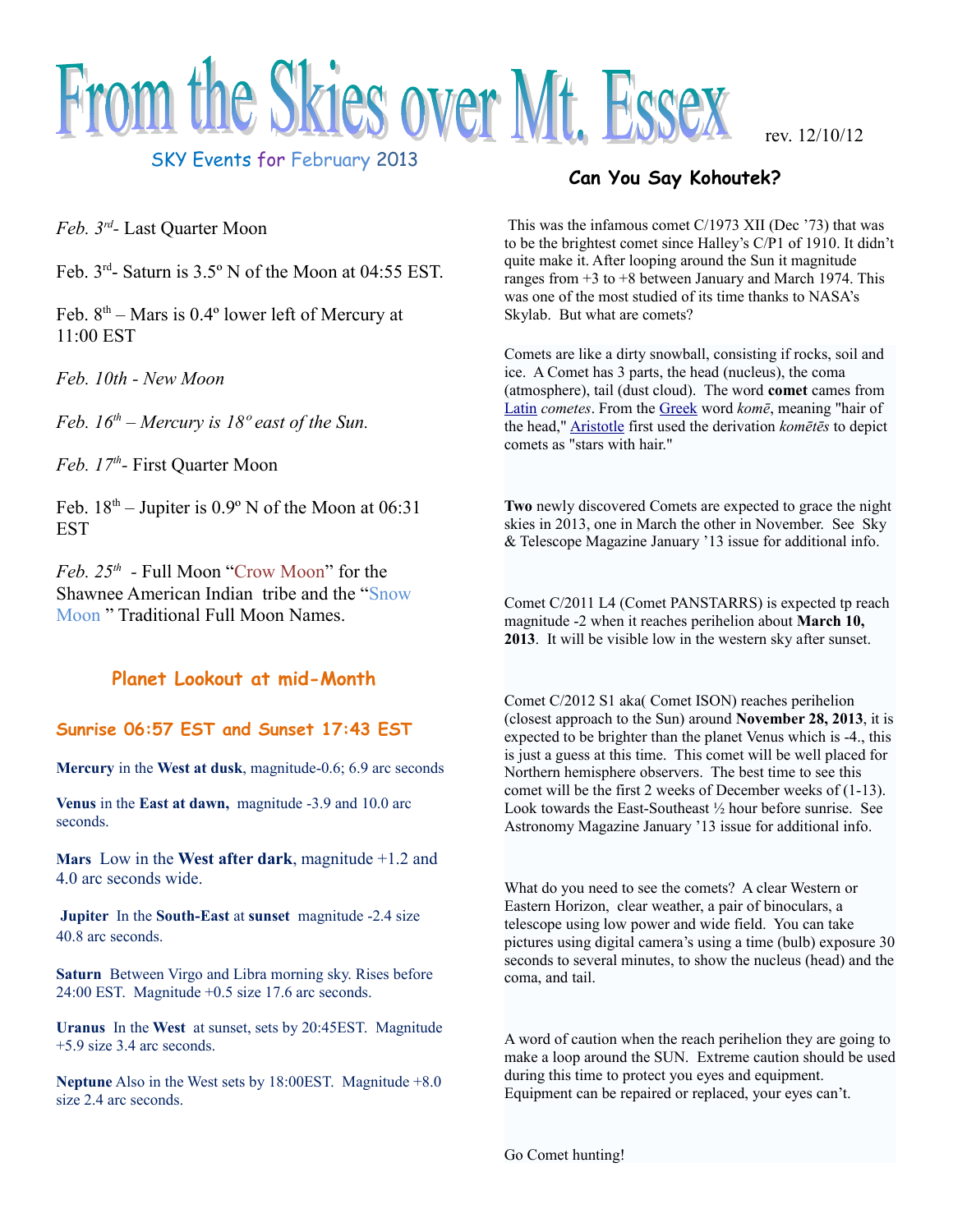# From the Skies over Mt. Essex

rev. 12/10/12

SKY Events for February 2013

*Feb. 3rd*- Last Quarter Moon

Feb. 3rd- Saturn is 3.5º N of the Moon at 04:55 EST.

Feb. 8th – Mars is 0.4º lower left of Mercury at 11:00 EST

*Feb. 10th - New Moon*

*Feb. 16th – Mercury is 18º east of the Sun.*

*Feb. 17th*- First Quarter Moon

Feb. 18th – Jupiter is 0.9º N of the Moon at 06:31 EST

*Feb. 25th* - Full Moon "Crow Moon" for the Shawnee American Indian tribe and the "Snow Moon" Traditional Full Moon Names.

### Planet Lookout at mid-Month

#### Sunrise 06:57 EST and Sunset 17:43 EST

**Mercury** in the **West at dusk**, magnitude-0.6; 6.9 arc seconds

**Venus** in the **East at dawn,** magnitude -3.9 and 10.0 arc seconds.

**Mars** Low in the **West after dark**, magnitude +1.2 and 4.0 arc seconds wide.

**Jupiter** In the **South-East** at **sunset** magnitude -2.4 size 40.8 arc seconds.

**Saturn** Between Virgo and Libra morning sky. Rises before 24:00 EST. Magnitude +0.5 size 17.6 arc seconds.

**Uranus** In the **West** at sunset, sets by 20:45EST. Magnitude +5.9 size 3.4 arc seconds.

**Neptune** Also in the West sets by 18:00EST. Magnitude +8.0 size 2.4 arc seconds.

### Can You Say Kohoutek?

This was the infamous comet C/1973 XII (Dec '73) that was to be the brightest comet since Halley's C/P1 of 1910. It didn't quite make it. After looping around the Sun it magnitude ranges from +3 to +8 between January and March 1974. This was one of the most studied of its time thanks to NASA's Skylab. But what are comets?

Comets are like a dirty snowball, consisting if rocks, soil and ice. A Comet has 3 parts, the head (nucleus), the coma (atmosphere), tail (dust cloud). The word **comet** cames from Latin *cometes*. From the Greek word *komē*, meaning "hair of the head," Aristotle first used the derivation *komētēs* to depict comets as "stars with hair."

**Two** newly discovered Comets are expected to grace the night skies in 2013, one in March the other in November. See Sky & Telescope Magazine January '13 issue for additional info.

Comet C/2011 L4 (Comet PANSTARRS) is expected tp reach magnitude -2 when it reaches perihelion about **March 10, 2013**. It will be visible low in the western sky after sunset.

Comet C/2012 S1 aka( Comet ISON) reaches perihelion (closest approach to the Sun) around **November 28, 2013**, it is expected to be brighter than the planet Venus which is -4., this is just a guess at this time. This comet will be well placed for Northern hemisphere observers. The best time to see this comet will be the first 2 weeks of December weeks of (1-13). Look towards the East-Southeast ½ hour before sunrise. See Astronomy Magazine January '13 issue for additional info.

What do you need to see the comets? A clear Western or Eastern Horizon, clear weather, a pair of binoculars, a telescope using low power and wide field. You can take pictures using digital camera's using a time (bulb) exposure 30 seconds to several minutes, to show the nucleus (head) and the coma, and tail.

A word of caution when the reach perihelion they are going to make a loop around the SUN. Extreme caution should be used during this time to protect you eyes and equipment. Equipment can be repaired or replaced, your eyes can't.

Go Comet hunting!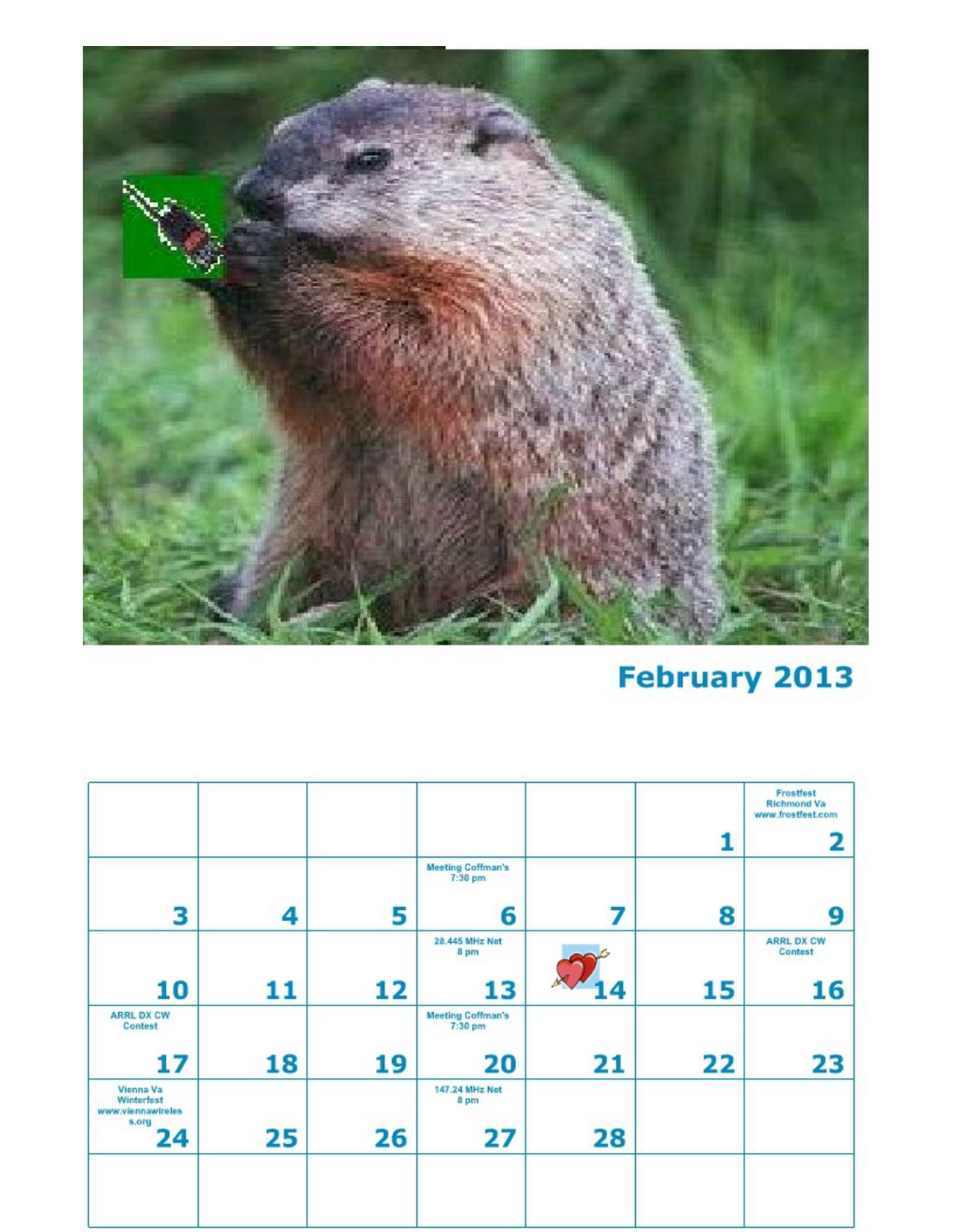## February 2013

| | | | | | | |
|---|---|---|---|---|---|---|
| | | | | | 1 | Frostfest Richmond Va www.frostfest.com 2 |
| 3 | 4 | 5 | Meeting Coffman's 7:30 pm 6 | 7 | 8 | 9 |
| 10 | 11 | 12 | 28.445 MHz Net 8 pm 13 | 14 | 15 | ARRL DX CW Contest 16 |
| ARRL DX CW Contest 17 | 18 | 19 | Meeting Coffman's 7:30 pm 20 | 21 | 22 | 23 |
| Vienna Va Winterfest www.viennawireless.org 24 | 25 | 26 | 147.24 MHz Net 8 pm 27 | 28 | | |
| | | | | | | |